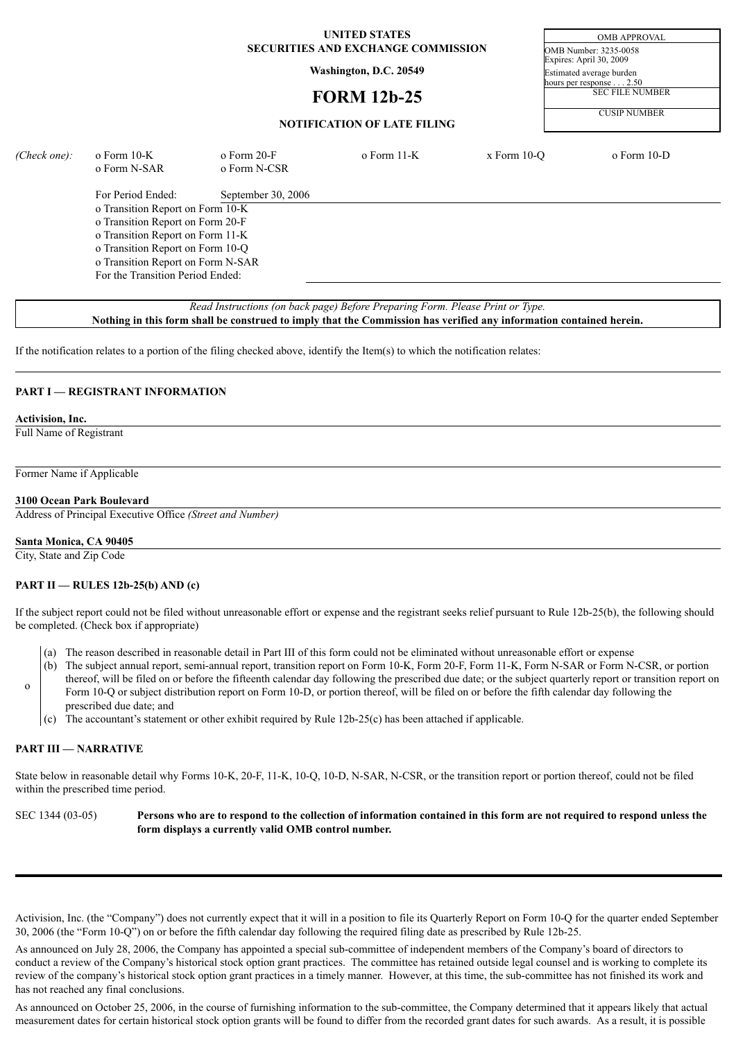**UNITED STATES**
**SECURITIES AND EXCHANGE COMMISSION**

**Washington, D.C. 20549**

# FORM 12b-25

**NOTIFICATION OF LATE FILING**

| OMB APPROVAL |
|---|
| OMB Number: 3235-0058 |
| Expires: April 30, 2009 |
| Estimated average burden hours per response . . . 2.50 |
| SEC FILE NUMBER |
| CUSIP NUMBER |

*(Check one):* o Form 10-K o Form 20-F o Form 11-K x Form 10-Q o Form 10-D o Form N-SAR o Form N-CSR

For Period Ended: September 30, 2006

o Transition Report on Form 10-K
o Transition Report on Form 20-F
o Transition Report on Form 11-K
o Transition Report on Form 10-Q
o Transition Report on Form N-SAR
For the Transition Period Ended:

*Read Instructions (on back page) Before Preparing Form. Please Print or Type.*
**Nothing in this form shall be construed to imply that the Commission has verified any information contained herein.**

If the notification relates to a portion of the filing checked above, identify the Item(s) to which the notification relates:

## PART I — REGISTRANT INFORMATION

**Activision, Inc.**
Full Name of Registrant

Former Name if Applicable

**3100 Ocean Park Boulevard**
Address of Principal Executive Office *(Street and Number)*

**Santa Monica, CA 90405**
City, State and Zip Code

## PART II — RULES 12b-25(b) AND (c)

If the subject report could not be filed without unreasonable effort or expense and the registrant seeks relief pursuant to Rule 12b-25(b), the following should be completed. (Check box if appropriate)

o
(a) The reason described in reasonable detail in Part III of this form could not be eliminated without unreasonable effort or expense
(b) The subject annual report, semi-annual report, transition report on Form 10-K, Form 20-F, Form 11-K, Form N-SAR or Form N-CSR, or portion thereof, will be filed on or before the fifteenth calendar day following the prescribed due date; or the subject quarterly report or transition report on Form 10-Q or subject distribution report on Form 10-D, or portion thereof, will be filed on or before the fifth calendar day following the prescribed due date; and
(c) The accountant's statement or other exhibit required by Rule 12b-25(c) has been attached if applicable.

## PART III — NARRATIVE

State below in reasonable detail why Forms 10-K, 20-F, 11-K, 10-Q, 10-D, N-SAR, N-CSR, or the transition report or portion thereof, could not be filed within the prescribed time period.

SEC 1344 (03-05) **Persons who are to respond to the collection of information contained in this form are not required to respond unless the form displays a currently valid OMB control number.**

---

Activision, Inc. (the "Company") does not currently expect that it will in a position to file its Quarterly Report on Form 10-Q for the quarter ended September 30, 2006 (the "Form 10-Q") on or before the fifth calendar day following the required filing date as prescribed by Rule 12b-25.

As announced on July 28, 2006, the Company has appointed a special sub-committee of independent members of the Company's board of directors to conduct a review of the Company's historical stock option grant practices. The committee has retained outside legal counsel and is working to complete its review of the company's historical stock option grant practices in a timely manner. However, at this time, the sub-committee has not finished its work and has not reached any final conclusions.

As announced on October 25, 2006, in the course of furnishing information to the sub-committee, the Company determined that it appears likely that actual measurement dates for certain historical stock option grants will be found to differ from the recorded grant dates for such awards. As a result, it is possible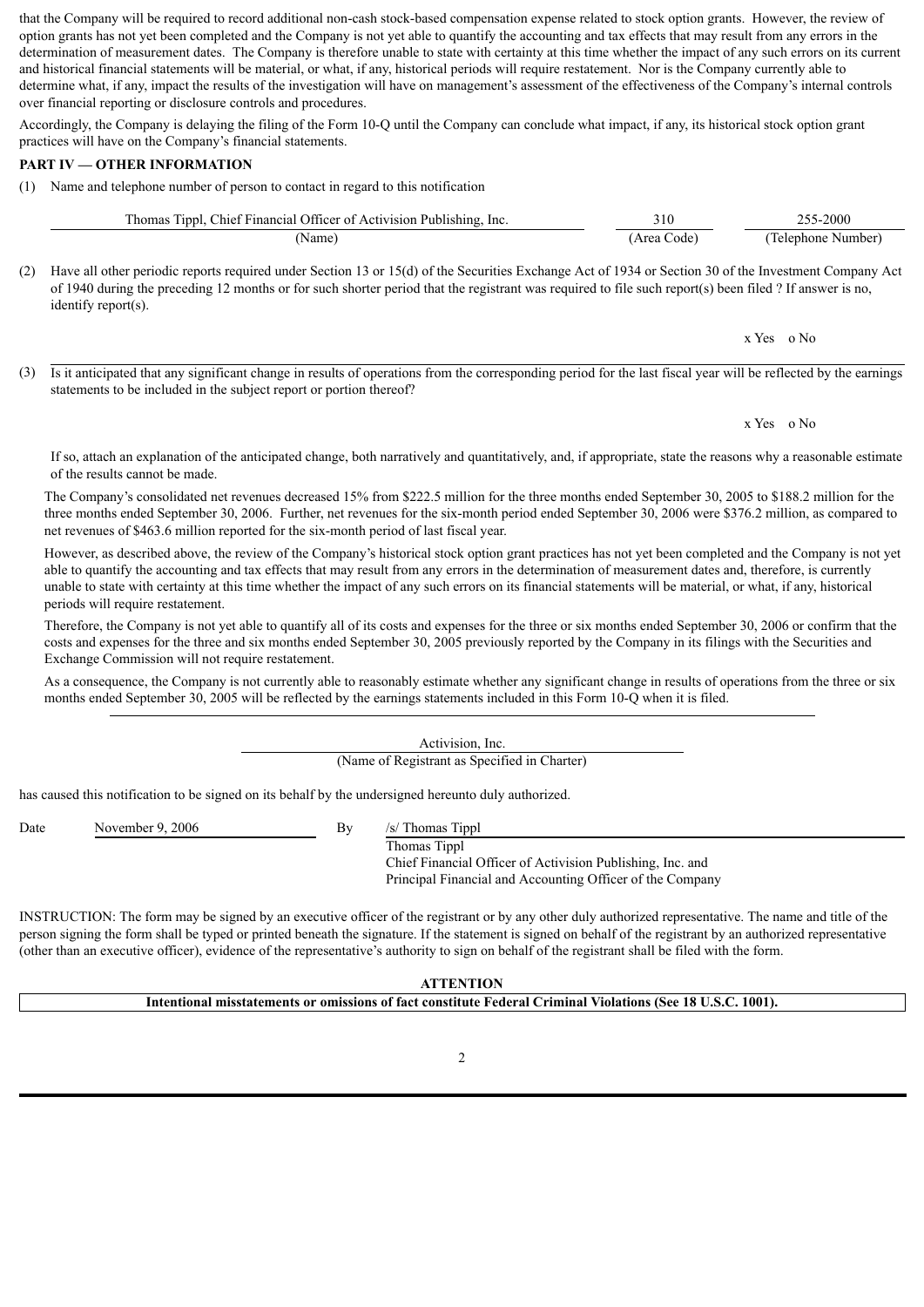that the Company will be required to record additional non-cash stock-based compensation expense related to stock option grants. However, the review of option grants has not yet been completed and the Company is not yet able to quantify the accounting and tax effects that may result from any errors in the determination of measurement dates. The Company is therefore unable to state with certainty at this time whether the impact of any such errors on its current and historical financial statements will be material, or what, if any, historical periods will require restatement. Nor is the Company currently able to determine what, if any, impact the results of the investigation will have on management's assessment of the effectiveness of the Company's internal controls over financial reporting or disclosure controls and procedures.

Accordingly, the Company is delaying the filing of the Form 10-Q until the Company can conclude what impact, if any, its historical stock option grant practices will have on the Company's financial statements.

**PART IV — OTHER INFORMATION**

(1) Name and telephone number of person to contact in regard to this notification

| Thomas Tippl, Chief Financial Officer of Activision Publishing, Inc. | 310 | 255-2000 |
|---|---|---|
| (Name) | (Area Code) | (Telephone Number) |

(2) Have all other periodic reports required under Section 13 or 15(d) of the Securities Exchange Act of 1934 or Section 30 of the Investment Company Act of 1940 during the preceding 12 months or for such shorter period that the registrant was required to file such report(s) been filed ? If answer is no, identify report(s).

x Yes o No

(3) Is it anticipated that any significant change in results of operations from the corresponding period for the last fiscal year will be reflected by the earnings statements to be included in the subject report or portion thereof?

x Yes o No

If so, attach an explanation of the anticipated change, both narratively and quantitatively, and, if appropriate, state the reasons why a reasonable estimate of the results cannot be made.

The Company's consolidated net revenues decreased 15% from $222.5 million for the three months ended September 30, 2005 to $188.2 million for the three months ended September 30, 2006. Further, net revenues for the six-month period ended September 30, 2006 were $376.2 million, as compared to net revenues of $463.6 million reported for the six-month period of last fiscal year.

However, as described above, the review of the Company's historical stock option grant practices has not yet been completed and the Company is not yet able to quantify the accounting and tax effects that may result from any errors in the determination of measurement dates and, therefore, is currently unable to state with certainty at this time whether the impact of any such errors on its financial statements will be material, or what, if any, historical periods will require restatement.

Therefore, the Company is not yet able to quantify all of its costs and expenses for the three or six months ended September 30, 2006 or confirm that the costs and expenses for the three and six months ended September 30, 2005 previously reported by the Company in its filings with the Securities and Exchange Commission will not require restatement.

As a consequence, the Company is not currently able to reasonably estimate whether any significant change in results of operations from the three or six months ended September 30, 2005 will be reflected by the earnings statements included in this Form 10-Q when it is filed.

Activision, Inc.
(Name of Registrant as Specified in Charter)

has caused this notification to be signed on its behalf by the undersigned hereunto duly authorized.

Date November 9, 2006 By /s/ Thomas Tippl

Thomas Tippl
Chief Financial Officer of Activision Publishing, Inc. and
Principal Financial and Accounting Officer of the Company

INSTRUCTION: The form may be signed by an executive officer of the registrant or by any other duly authorized representative. The name and title of the person signing the form shall be typed or printed beneath the signature. If the statement is signed on behalf of the registrant by an authorized representative (other than an executive officer), evidence of the representative's authority to sign on behalf of the registrant shall be filed with the form.

**ATTENTION**

**Intentional misstatements or omissions of fact constitute Federal Criminal Violations (See 18 U.S.C. 1001).**